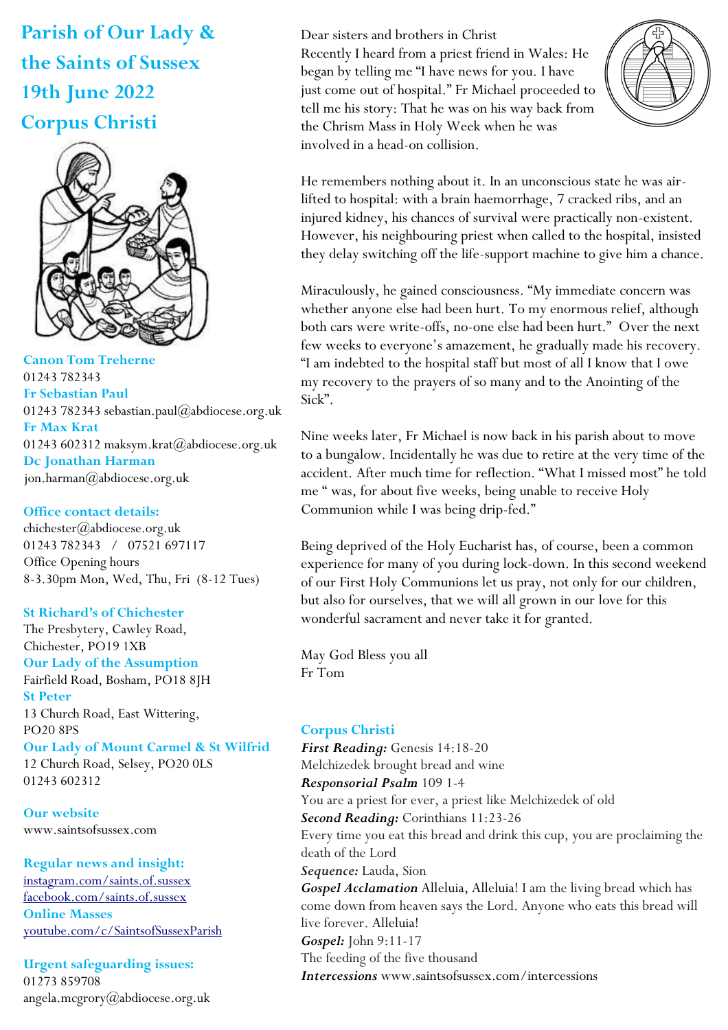# Parish of Our Lady & the Saints of Sussex

## 19th June 2022

## Corpus Christi

**Canon Tom Treherne**
01243 782343

**Fr Sebastian Paul**
01243 782343 sebastian.paul@abdiocese.org.uk

**Fr Max Krat**
01243 602312 maksym.krat@abdiocese.org.uk

**Dc Jonathan Harman**
jon.harman@abdiocese.org.uk

**Office contact details:**
chichester@abdiocese.org.uk
01243 782343 / 07521 697117
Office Opening hours
8-3.30pm Mon, Wed, Thu, Fri (8-12 Tues)

**St Richard's of Chichester**
The Presbytery, Cawley Road, Chichester, PO19 1XB

**Our Lady of the Assumption**
Fairfield Road, Bosham, PO18 8JH

**St Peter**
13 Church Road, East Wittering, PO20 8PS

**Our Lady of Mount Carmel & St Wilfrid**
12 Church Road, Selsey, PO20 0LS
01243 602312

**Our website**
www.saintsofsussex.com

**Regular news and insight:**
instagram.com/saints.of.sussex
facebook.com/saints.of.sussex

**Online Masses**
youtube.com/c/SaintsofSussexParish

**Urgent safeguarding issues:**
01273 859708
angela.mcgrory@abdiocese.org.uk

Dear sisters and brothers in Christ

Recently I heard from a priest friend in Wales: He began by telling me "I have news for you. I have just come out of hospital." Fr Michael proceeded to tell me his story: That he was on his way back from the Chrism Mass in Holy Week when he was involved in a head-on collision.

He remembers nothing about it. In an unconscious state he was air-lifted to hospital: with a brain haemorrhage, 7 cracked ribs, and an injured kidney, his chances of survival were practically non-existent. However, his neighbouring priest when called to the hospital, insisted they delay switching off the life-support machine to give him a chance.

Miraculously, he gained consciousness. "My immediate concern was whether anyone else had been hurt. To my enormous relief, although both cars were write-offs, no-one else had been hurt." Over the next few weeks to everyone's amazement, he gradually made his recovery. "I am indebted to the hospital staff but most of all I know that I owe my recovery to the prayers of so many and to the Anointing of the Sick".

Nine weeks later, Fr Michael is now back in his parish about to move to a bungalow. Incidentally he was due to retire at the very time of the accident. After much time for reflection. "What I missed most" he told me " was, for about five weeks, being unable to receive Holy Communion while I was being drip-fed."

Being deprived of the Holy Eucharist has, of course, been a common experience for many of you during lock-down. In this second weekend of our First Holy Communions let us pray, not only for our children, but also for ourselves, that we will all grown in our love for this wonderful sacrament and never take it for granted.

May God Bless you all
Fr Tom

**Corpus Christi**

***First Reading:*** Genesis 14:18-20
Melchizedek brought bread and wine

***Responsorial Psalm*** 109 1-4
You are a priest for ever, a priest like Melchizedek of old

***Second Reading:*** Corinthians 11:23-26
Every time you eat this bread and drink this cup, you are proclaiming the death of the Lord

***Sequence:*** Lauda, Sion

***Gospel Acclamation*** Alleluia, Alleluia! I am the living bread which has come down from heaven says the Lord. Anyone who eats this bread will live forever. Alleluia!

***Gospel:*** John 9:11-17
The feeding of the five thousand

***Intercessions*** www.saintsofsussex.com/intercessions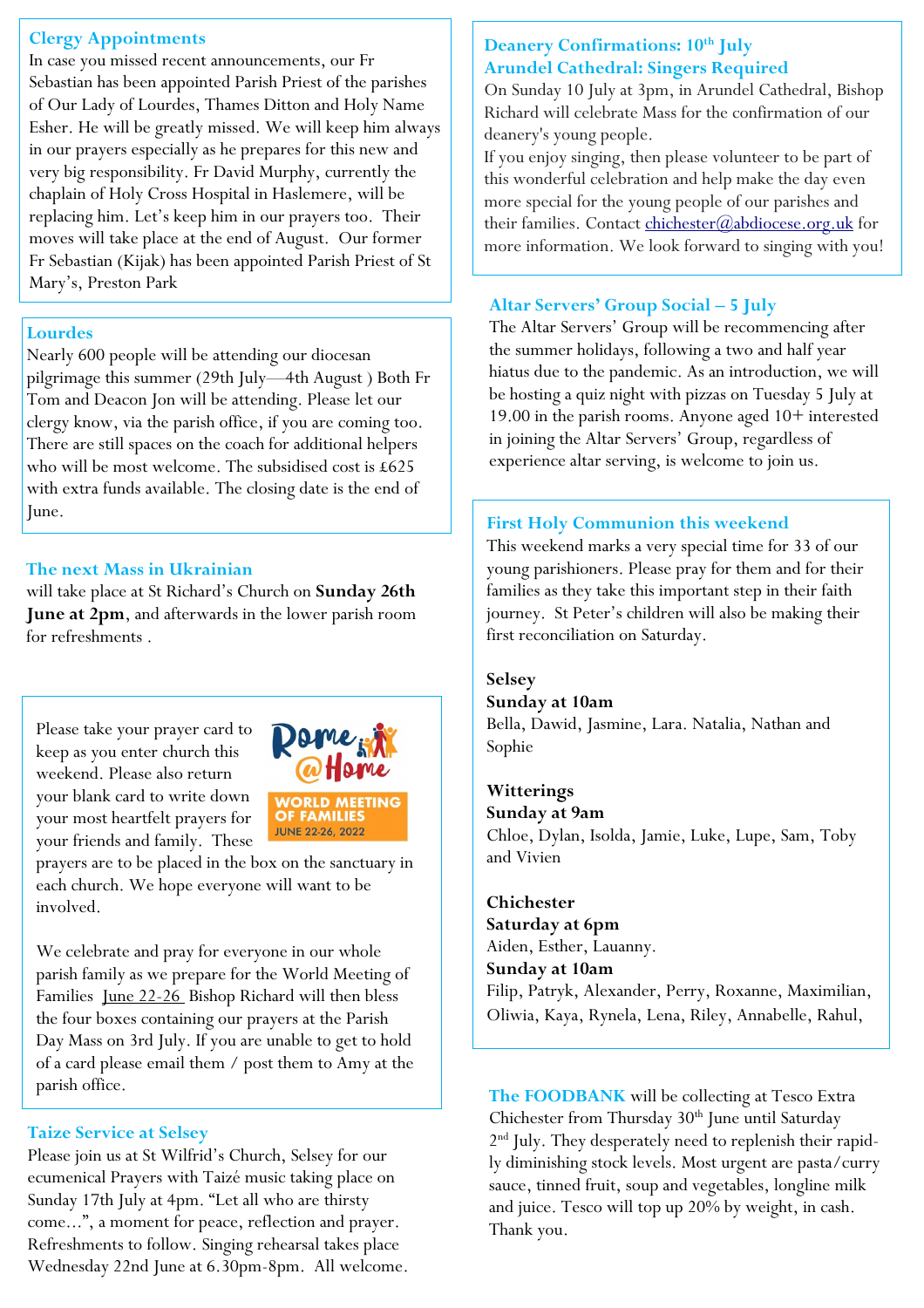## Clergy Appointments

In case you missed recent announcements, our Fr Sebastian has been appointed Parish Priest of the parishes of Our Lady of Lourdes, Thames Ditton and Holy Name Esher. He will be greatly missed. We will keep him always in our prayers especially as he prepares for this new and very big responsibility. Fr David Murphy, currently the chaplain of Holy Cross Hospital in Haslemere, will be replacing him. Let's keep him in our prayers too. Their moves will take place at the end of August. Our former Fr Sebastian (Kijak) has been appointed Parish Priest of St Mary's, Preston Park

## Lourdes

Nearly 600 people will be attending our diocesan pilgrimage this summer (29th July—4th August ) Both Fr Tom and Deacon Jon will be attending. Please let our clergy know, via the parish office, if you are coming too. There are still spaces on the coach for additional helpers who will be most welcome. The subsidised cost is £625 with extra funds available. The closing date is the end of June.

## The next Mass in Ukrainian

will take place at St Richard's Church on **Sunday 26th June at 2pm**, and afterwards in the lower parish room for refreshments .

Rome @Home
WORLD MEETING OF FAMILIES
JUNE 22-26, 2022

Please take your prayer card to keep as you enter church this weekend. Please also return your blank card to write down your most heartfelt prayers for your friends and family. These prayers are to be placed in the box on the sanctuary in each church. We hope everyone will want to be involved.

We celebrate and pray for everyone in our whole parish family as we prepare for the World Meeting of Families June 22-26 Bishop Richard will then bless the four boxes containing our prayers at the Parish Day Mass on 3rd July. If you are unable to get to hold of a card please email them / post them to Amy at the parish office.

## Taize Service at Selsey

Please join us at St Wilfrid's Church, Selsey for our ecumenical Prayers with Taizé music taking place on Sunday 17th July at 4pm. "Let all who are thirsty come…", a moment for peace, reflection and prayer. Refreshments to follow. Singing rehearsal takes place Wednesday 22nd June at 6.30pm-8pm. All welcome.

## Deanery Confirmations: 10th July
## Arundel Cathedral: Singers Required

On Sunday 10 July at 3pm, in Arundel Cathedral, Bishop Richard will celebrate Mass for the confirmation of our deanery's young people.

If you enjoy singing, then please volunteer to be part of this wonderful celebration and help make the day even more special for the young people of our parishes and their families. Contact chichester@abdiocese.org.uk for more information. We look forward to singing with you!

## Altar Servers' Group Social – 5 July

The Altar Servers' Group will be recommencing after the summer holidays, following a two and half year hiatus due to the pandemic. As an introduction, we will be hosting a quiz night with pizzas on Tuesday 5 July at 19.00 in the parish rooms. Anyone aged 10+ interested in joining the Altar Servers' Group, regardless of experience altar serving, is welcome to join us.

## First Holy Communion this weekend

This weekend marks a very special time for 33 of our young parishioners. Please pray for them and for their families as they take this important step in their faith journey. St Peter's children will also be making their first reconciliation on Saturday.

**Selsey**
**Sunday at 10am**
Bella, Dawid, Jasmine, Lara. Natalia, Nathan and Sophie

**Witterings**
**Sunday at 9am**
Chloe, Dylan, Isolda, Jamie, Luke, Lupe, Sam, Toby and Vivien

**Chichester**
**Saturday at 6pm**
Aiden, Esther, Lauanny.
**Sunday at 10am**
Filip, Patryk, Alexander, Perry, Roxanne, Maximilian, Oliwia, Kaya, Rynela, Lena, Riley, Annabelle, Rahul,

**The FOODBANK** will be collecting at Tesco Extra Chichester from Thursday 30th June until Saturday 2nd July. They desperately need to replenish their rapidly diminishing stock levels. Most urgent are pasta/curry sauce, tinned fruit, soup and vegetables, longline milk and juice. Tesco will top up 20% by weight, in cash. Thank you.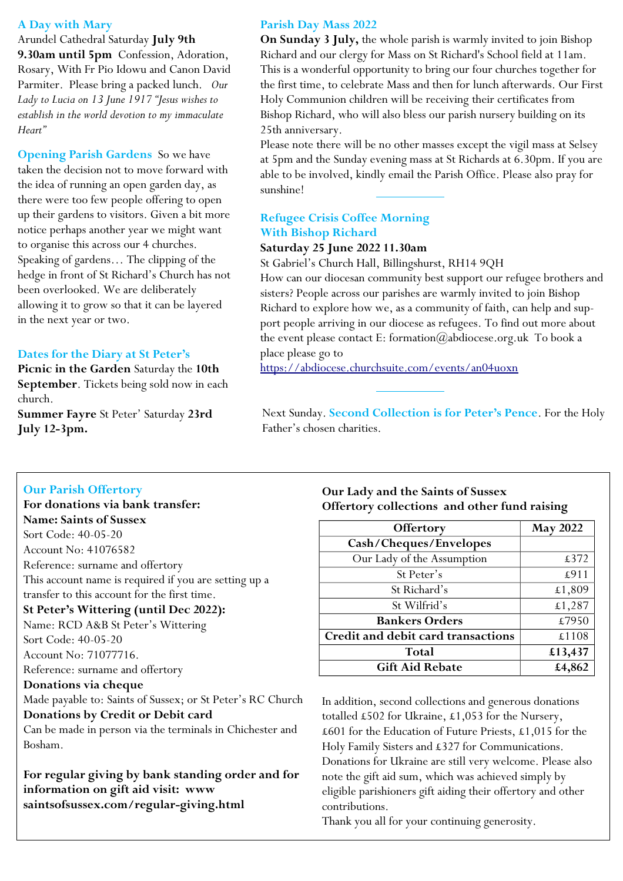## A Day with Mary

Arundel Cathedral Saturday **July 9th 9.30am until 5pm** Confession, Adoration, Rosary, With Fr Pio Idowu and Canon David Parmiter. Please bring a packed lunch. *Our Lady to Lucia on 13 June 1917 "Jesus wishes to establish in the world devotion to my immaculate Heart"*

## Opening Parish Gardens

So we have taken the decision not to move forward with the idea of running an open garden day, as there were too few people offering to open up their gardens to visitors. Given a bit more notice perhaps another year we might want to organise this across our 4 churches. Speaking of gardens… The clipping of the hedge in front of St Richard's Church has not been overlooked. We are deliberately allowing it to grow so that it can be layered in the next year or two.

## Dates for the Diary at St Peter's

**Picnic in the Garden** Saturday the **10th September**. Tickets being sold now in each church.

**Summer Fayre** St Peter' Saturday **23rd July 12-3pm.**

## Parish Day Mass 2022

**On Sunday 3 July,** the whole parish is warmly invited to join Bishop Richard and our clergy for Mass on St Richard's School field at 11am. This is a wonderful opportunity to bring our four churches together for the first time, to celebrate Mass and then for lunch afterwards. Our First Holy Communion children will be receiving their certificates from Bishop Richard, who will also bless our parish nursery building on its 25th anniversary.

Please note there will be no other masses except the vigil mass at Selsey at 5pm and the Sunday evening mass at St Richards at 6.30pm. If you are able to be involved, kindly email the Parish Office. Please also pray for sunshine!

---

## Refugee Crisis Coffee Morning With Bishop Richard

**Saturday 25 June 2022 11.30am**

St Gabriel's Church Hall, Billingshurst, RH14 9QH

How can our diocesan community best support our refugee brothers and sisters? People across our parishes are warmly invited to join Bishop Richard to explore how we, as a community of faith, can help and support people arriving in our diocese as refugees. To find out more about the event please contact E: formation@abdiocese.org.uk To book a place please go to

https://abdiocese.churchsuite.com/events/an04uoxn

---

Next Sunday. **Second Collection is for Peter's Pence**. For the Holy Father's chosen charities.

## Our Parish Offertory

**For donations via bank transfer:**

**Name: Saints of Sussex**

Sort Code: 40-05-20

Account No: 41076582

Reference: surname and offertory

This account name is required if you are setting up a transfer to this account for the first time.

**St Peter's Wittering (until Dec 2022):**

Name: RCD A&B St Peter's Wittering

Sort Code: 40-05-20

Account No: 71077716.

Reference: surname and offertory

**Donations via cheque**

Made payable to: Saints of Sussex; or St Peter's RC Church

**Donations by Credit or Debit card**

Can be made in person via the terminals in Chichester and Bosham.

**For regular giving by bank standing order and for information on gift aid visit: www saintsofsussex.com/regular-giving.html**

**Our Lady and the Saints of Sussex Offertory collections and other fund raising**

| Offertory | May 2022 |
|---|---|
| **Cash/Cheques/Envelopes** | |
| Our Lady of the Assumption | £372 |
| St Peter's | £911 |
| St Richard's | £1,809 |
| St Wilfrid's | £1,287 |
| **Bankers Orders** | £7950 |
| **Credit and debit card transactions** | £1108 |
| **Total** | **£13,437** |
| **Gift Aid Rebate** | **£4,862** |

In addition, second collections and generous donations totalled £502 for Ukraine, £1,053 for the Nursery, £601 for the Education of Future Priests, £1,015 for the Holy Family Sisters and £327 for Communications. Donations for Ukraine are still very welcome. Please also note the gift aid sum, which was achieved simply by eligible parishioners gift aiding their offertory and other contributions.

Thank you all for your continuing generosity.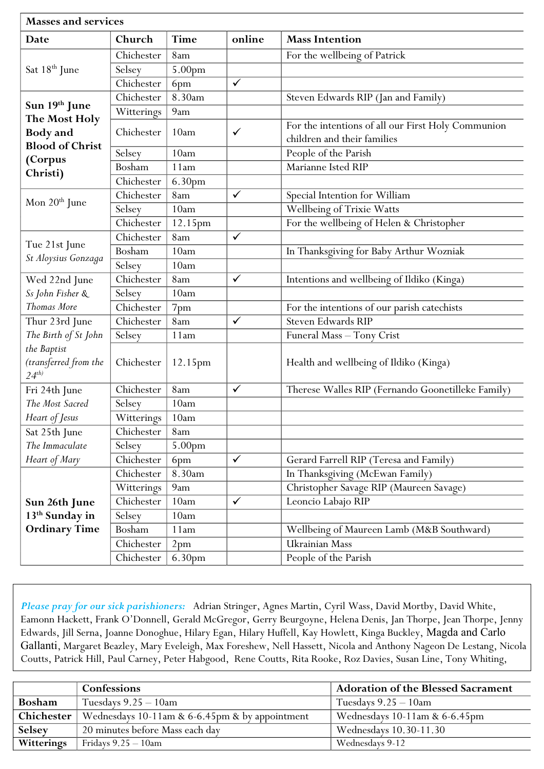| Masses and services | | | | |
|---|---|---|---|---|
| **Date** | **Church** | **Time** | **online** | **Mass Intention** |
| Sat 18th June | Chichester | 8am | | For the wellbeing of Patrick |
| | Selsey | 5.00pm | | |
| | Chichester | 6pm | ✓ | |
| **Sun 19th June The Most Holy Body and Blood of Christ (Corpus Christi)** | Chichester | 8.30am | | Steven Edwards RIP (Jan and Family) |
| | Witterings | 9am | | |
| | Chichester | 10am | ✓ | For the intentions of all our First Holy Communion children and their families |
| | Selsey | 10am | | People of the Parish |
| | Bosham | 11am | | Marianne Isted RIP |
| | Chichester | 6.30pm | | |
| Mon 20th June | Chichester | 8am | ✓ | Special Intention for William |
| | Selsey | 10am | | Wellbeing of Trixie Watts |
| | Chichester | 12.15pm | | For the wellbeing of Helen & Christopher |
| Tue 21st June *St Aloysius Gonzaga* | Chichester | 8am | ✓ | |
| | Bosham | 10am | | In Thanksgiving for Baby Arthur Wozniak |
| | Selsey | 10am | | |
| Wed 22nd June *Ss John Fisher & Thomas More* | Chichester | 8am | ✓ | Intentions and wellbeing of Ildiko (Kinga) |
| | Selsey | 10am | | |
| | Chichester | 7pm | | For the intentions of our parish catechists |
| Thur 23rd June *The Birth of St John the Baptist (transferred from the 24th)* | Chichester | 8am | ✓ | Steven Edwards RIP |
| | Selsey | 11am | | Funeral Mass – Tony Crist |
| | Chichester | 12.15pm | | Health and wellbeing of Ildiko (Kinga) |
| Fri 24th June *The Most Sacred Heart of Jesus* | Chichester | 8am | ✓ | Therese Walles RIP (Fernando Goonetilleke Family) |
| | Selsey | 10am | | |
| | Witterings | 10am | | |
| Sat 25th June *The Immaculate Heart of Mary* | Chichester | 8am | | |
| | Selsey | 5.00pm | | |
| | Chichester | 6pm | ✓ | Gerard Farrell RIP (Teresa and Family) |
| **Sun 26th June 13th Sunday in Ordinary Time** | Chichester | 8.30am | | In Thanksgiving (McEwan Family) |
| | Witterings | 9am | | Christopher Savage RIP (Maureen Savage) |
| | Chichester | 10am | ✓ | Leoncio Labajo RIP |
| | Selsey | 10am | | |
| | Bosham | 11am | | Wellbeing of Maureen Lamb (M&B Southward) |
| | Chichester | 2pm | | Ukrainian Mass |
| | Chichester | 6.30pm | | People of the Parish |

***Please pray for our sick parishioners:*** Adrian Stringer, Agnes Martin, Cyril Wass, David Mortby, David White, Eamonn Hackett, Frank O'Donnell, Gerald McGregor, Gerry Beurgoyne, Helena Denis, Jan Thorpe, Jean Thorpe, Jenny Edwards, Jill Serna, Joanne Donoghue, Hilary Egan, Hilary Huffell, Kay Howlett, Kinga Buckley, Magda and Carlo Gallanti, Margaret Beazley, Mary Eveleigh, Max Foreshew, Nell Hassett, Nicola and Anthony Nageon De Lestang, Nicola Coutts, Patrick Hill, Paul Carney, Peter Habgood, Rene Coutts, Rita Rooke, Roz Davies, Susan Line, Tony Whiting,

| | **Confessions** | **Adoration of the Blessed Sacrament** |
|---|---|---|
| **Bosham** | Tuesdays 9.25 – 10am | Tuesdays 9.25 – 10am |
| **Chichester** | Wednesdays 10-11am & 6-6.45pm & by appointment | Wednesdays 10-11am & 6-6.45pm |
| **Selsey** | 20 minutes before Mass each day | Wednesdays 10.30-11.30 |
| **Witterings** | Fridays 9.25 – 10am | Wednesdays 9-12 |